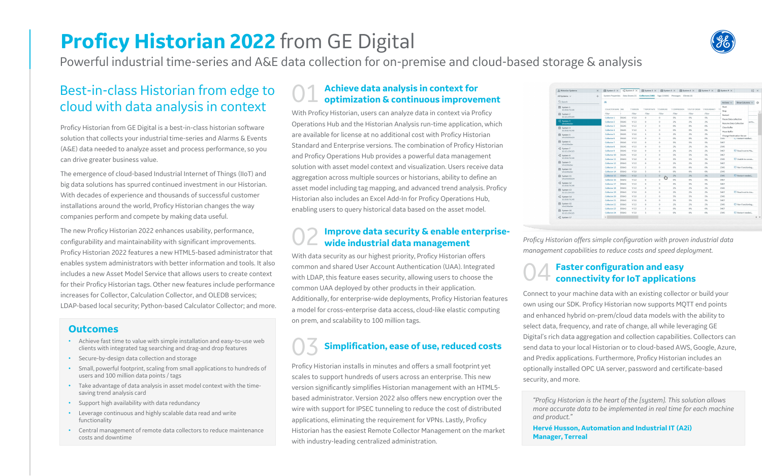# Proficy Historian 2022 from GE Digital

Powerful industrial time-series and A&E data collection for on-premise and cloud-based storage & analysis

## Best-in-class Historian from edge to cloud with data analysis in context

Proficy Historian from GE Digital is a best-in-class historian software solution that collects your industrial time-series and Alarms & Events (A&E) data needed to analyze asset and process performance, so you can drive greater business value.

The emergence of cloud-based Industrial Internet of Things (IIoT) and big data solutions has spurred continued investment in our Historian. With decades of experience and thousands of successful customer installations around the world, Proficy Historian changes the way companies perform and compete by making data useful.

The new Proficy Historian 2022 enhances usability, performance, configurability and maintainability with significant improvements. Proficy Historian 2022 features a new HTML5-based administrator that enables system administrators with better information and tools. It also includes a new Asset Model Service that allows users to create context for their Proficy Historian tags. Other new features include performance increases for Collector, Calculation Collector, and OLEDB services; LDAP-based local security; Python-based Calculator Collector; and more.

### Outcomes

- Achieve fast time to value with simple installation and easy-to-use web clients with integrated tag searching and drag-and drop features
- Secure-by-design data collection and storage
- Small, powerful footprint, scaling from small applications to hundreds of users and 100 million data points / tags
- Take advantage of data analysis in asset model context with the time-saving trend analysis card
- Support high availability with data redundancy
- Leverage continuous and highly scalable data read and write functionality
- Central management of remote data collectors to reduce maintenance costs and downtime

## 01 Achieve data analysis in context for optimization & continuous improvement

With Proficy Historian, users can analyze data in context via Proficy Operations Hub and the Historian Analysis run-time application, which are available for license at no additional cost with Proficy Historian Standard and Enterprise versions. The combination of Proficy Historian and Proficy Operations Hub provides a powerful data management solution with asset model context and visualization. Users receive data aggregation across multiple sources or historians, ability to define an asset model including tag mapping, and advanced trend analysis. Proficy Historian also includes an Excel Add-In for Proficy Operations Hub, enabling users to query historical data based on the asset model.

## 02 Improve data security & enable enterprise-wide industrial data management

With data security as our highest priority, Proficy Historian offers common and shared User Account Authentication (UAA). Integrated with LDAP, this feature eases security, allowing users to choose the common UAA deployed by other products in their application. Additionally, for enterprise-wide deployments, Proficy Historian features a model for cross-enterprise data access, cloud-like elastic computing on prem, and scalability to 100 million tags.

## 03 Simplification, ease of use, reduced costs

Proficy Historian installs in minutes and offers a small footprint yet scales to support hundreds of users across an enterprise. This new version significantly simplifies Historian management with an HTML5-based administrator. Version 2022 also offers new encryption over the wire with support for IPSEC tunneling to reduce the cost of distributed applications, eliminating the requirement for VPNs. Lastly, Proficy Historian has the easiest Remote Collector Management on the market with industry-leading centralized administration.

*Proficy Historian offers simple configuration with proven industrial data management capabilities to reduce costs and speed deployment.*

## 04 Faster configuration and easy connectivity for IoT applications

Connect to your machine data with an existing collector or build your own using our SDK. Proficy Historian now supports MQTT end points and enhanced hybrid on-prem/cloud data models with the ability to select data, frequency, and rate of change, all while leveraging GE Digital's rich data aggregation and collection capabilities. Collectors can send data to your local Historian or to cloud-based AWS, Google, Azure, and Predix applications. Furthermore, Proficy Historian includes an optionally installed OPC UA server, password and certificate-based security, and more.

> *"Proficy Historian is the heart of the [system]. This solution allows more accurate data to be implemented in real time for each machine and product."*
>
> **Hervé Husson, Automation and Industrial IT (A2i) Manager, Terreal**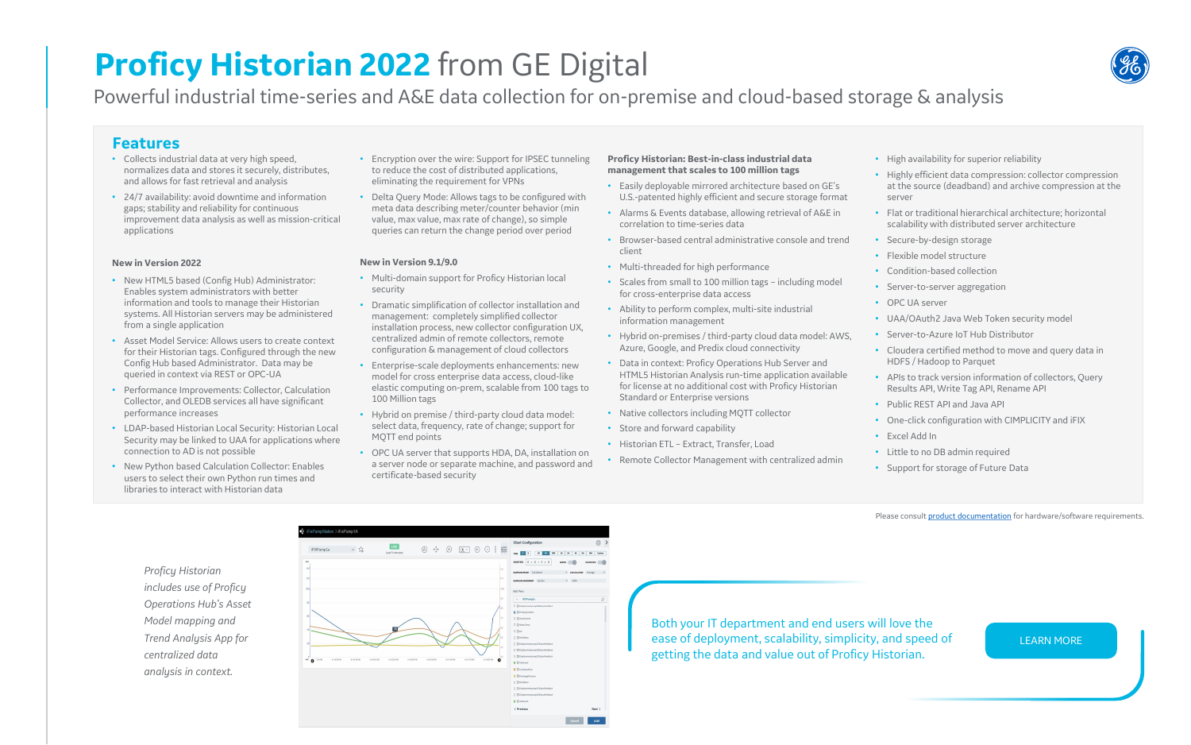# **Proficy Historian 2022** from GE Digital

Powerful industrial time-series and A&E data collection for on-premise and cloud-based storage & analysis

## Features

- Collects industrial data at very high speed, normalizes data and stores it securely, distributes, and allows for fast retrieval and analysis
- 24/7 availability: avoid downtime and information gaps; stability and reliability for continuous improvement data analysis as well as mission-critical applications

### New in Version 2022

- New HTML5 based (Config Hub) Administrator: Enables system administrators with better information and tools to manage their Historian systems. All Historian servers may be administered from a single application
- Asset Model Service: Allows users to create context for their Historian tags. Configured through the new Config Hub based Administrator. Data may be queried in context via REST or OPC-UA
- Performance Improvements: Collector, Calculation Collector, and OLEDB services all have significant performance increases
- LDAP-based Historian Local Security: Historian Local Security may be linked to UAA for applications where connection to AD is not possible
- New Python based Calculation Collector: Enables users to select their own Python run times and libraries to interact with Historian data

- Encryption over the wire: Support for IPSEC tunneling to reduce the cost of distributed applications, eliminating the requirement for VPNs
- Delta Query Mode: Allows tags to be configured with meta data describing meter/counter behavior (min value, max value, max rate of change), so simple queries can return the change period over period

### New in Version 9.1/9.0

- Multi-domain support for Proficy Historian local security
- Dramatic simplification of collector installation and management: completely simplified collector installation process, new collector configuration UX, centralized admin of remote collectors, remote configuration & management of cloud collectors
- Enterprise-scale deployments enhancements: new model for cross enterprise data access, cloud-like elastic computing on-prem, scalable from 100 tags to 100 Million tags
- Hybrid on premise / third-party cloud data model: select data, frequency, rate of change; support for MQTT end points
- OPC UA server that supports HDA, DA, installation on a server node or separate machine, and password and certificate-based security

### Proficy Historian: Best-in-class industrial data management that scales to 100 million tags

- Easily deployable mirrored architecture based on GE's U.S.-patented highly efficient and secure storage format
- Alarms & Events database, allowing retrieval of A&E in correlation to time-series data
- Browser-based central administrative console and trend client
- Multi-threaded for high performance
- Scales from small to 100 million tags – including model for cross-enterprise data access
- Ability to perform complex, multi-site industrial information management
- Hybrid on-premises / third-party cloud data model: AWS, Azure, Google, and Predix cloud connectivity
- Data in context: Proficy Operations Hub Server and HTML5 Historian Analysis run-time application available for license at no additional cost with Proficy Historian Standard or Enterprise versions
- Native collectors including MQTT collector
- Store and forward capability
- Historian ETL – Extract, Transfer, Load
- Remote Collector Management with centralized admin

- High availability for superior reliability
- Highly efficient data compression: collector compression at the source (deadband) and archive compression at the server
- Flat or traditional hierarchical architecture; horizontal scalability with distributed server architecture
- Secure-by-design storage
- Flexible model structure
- Condition-based collection
- Server-to-server aggregation
- OPC UA server
- UAA/OAuth2 Java Web Token security model
- Server-to-Azure IoT Hub Distributor
- Cloudera certified method to move and query data in HDFS / Hadoop to Parquet
- APIs to track version information of collectors, Query Results API, Write Tag API, Rename API
- Public REST API and Java API
- One-click configuration with CIMPLICITY and iFIX
- Excel Add In
- Little to no DB admin required
- Support for storage of Future Data

Please consult product documentation for hardware/software requirements.

*Proficy Historian includes use of Proficy Operations Hub's Asset Model mapping and Trend Analysis App for centralized data analysis in context.*

Both your IT department and end users will love the ease of deployment, scalability, simplicity, and speed of getting the data and value out of Proficy Historian.

LEARN MORE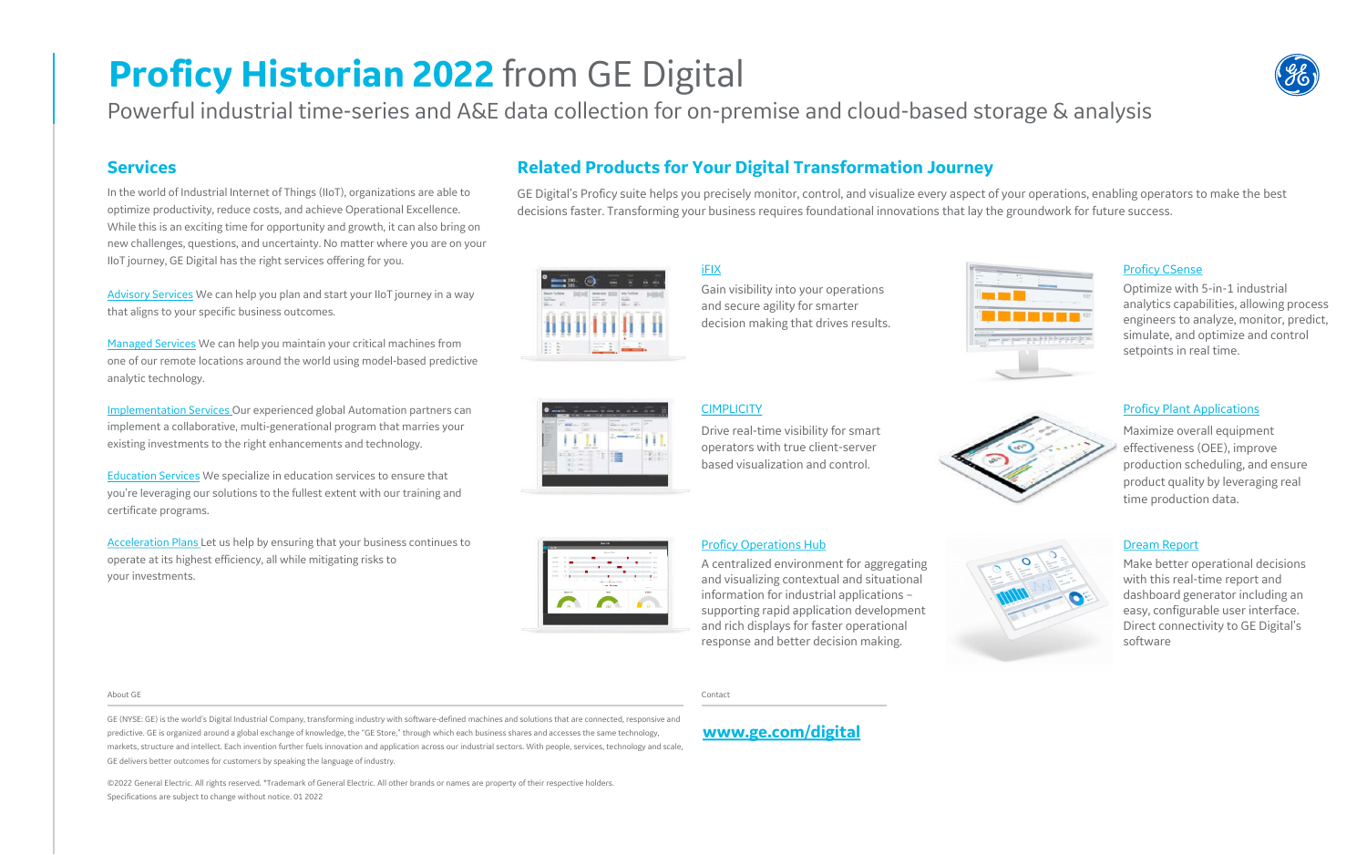# **Proficy Historian 2022** from GE Digital

Powerful industrial time-series and A&E data collection for on-premise and cloud-based storage & analysis

## Services

In the world of Industrial Internet of Things (IIoT), organizations are able to optimize productivity, reduce costs, and achieve Operational Excellence. While this is an exciting time for opportunity and growth, it can also bring on new challenges, questions, and uncertainty. No matter where you are on your IIoT journey, GE Digital has the right services offering for you.

Advisory Services We can help you plan and start your IIoT journey in a way that aligns to your specific business outcomes.

Managed Services We can help you maintain your critical machines from one of our remote locations around the world using model-based predictive analytic technology.

Implementation Services Our experienced global Automation partners can implement a collaborative, multi-generational program that marries your existing investments to the right enhancements and technology.

Education Services We specialize in education services to ensure that you're leveraging our solutions to the fullest extent with our training and certificate programs.

Acceleration Plans Let us help by ensuring that your business continues to operate at its highest efficiency, all while mitigating risks to your investments.

## Related Products for Your Digital Transformation Journey

GE Digital's Proficy suite helps you precisely monitor, control, and visualize every aspect of your operations, enabling operators to make the best decisions faster. Transforming your business requires foundational innovations that lay the groundwork for future success.

iFIX

Gain visibility into your operations and secure agility for smarter decision making that drives results.

Proficy CSense

Optimize with 5-in-1 industrial analytics capabilities, allowing process engineers to analyze, monitor, predict, simulate, and optimize and control setpoints in real time.

CIMPLICITY

Drive real-time visibility for smart operators with true client-server based visualization and control.

Proficy Plant Applications

Maximize overall equipment effectiveness (OEE), improve production scheduling, and ensure product quality by leveraging real time production data.

Proficy Operations Hub

A centralized environment for aggregating and visualizing contextual and situational information for industrial applications – supporting rapid application development and rich displays for faster operational response and better decision making.

Dream Report

Make better operational decisions with this real-time report and dashboard generator including an easy, configurable user interface. Direct connectivity to GE Digital's software

About GE

GE (NYSE: GE) is the world's Digital Industrial Company, transforming industry with software-defined machines and solutions that are connected, responsive and predictive. GE is organized around a global exchange of knowledge, the "GE Store," through which each business shares and accesses the same technology, markets, structure and intellect. Each invention further fuels innovation and application across our industrial sectors. With people, services, technology and scale, GE delivers better outcomes for customers by speaking the language of industry.

©2022 General Electric. All rights reserved. *Trademark of General Electric. All other brands or names are property of their respective holders. Specifications are subject to change without notice. 01 2022

Contact

**www.ge.com/digital**